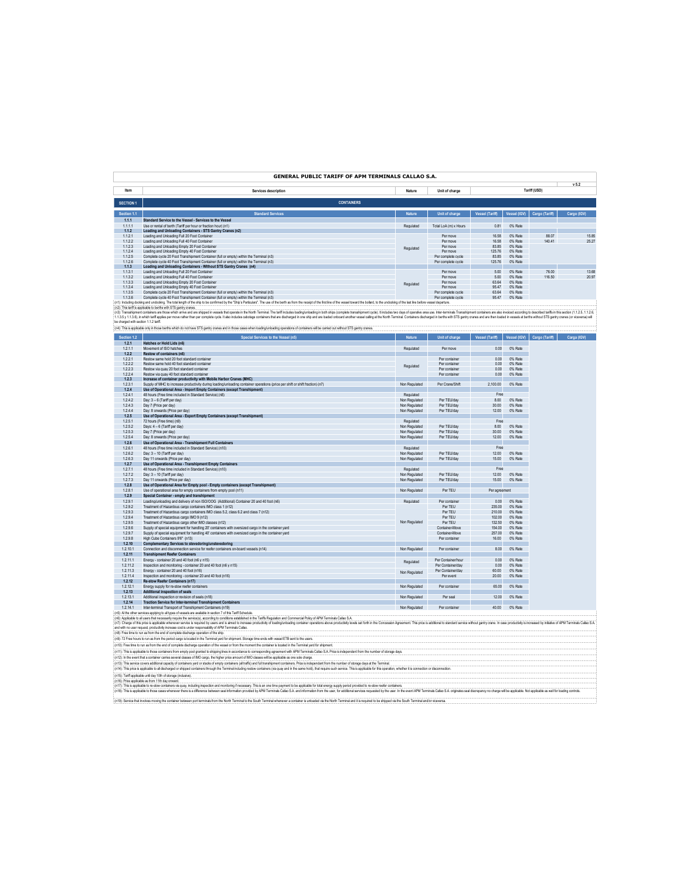# GENERAL PUBLIC TARIFF OF APM TERMINALS CALLAO S.A.

v 5.2

| Item | Services description | Nature | Unit of charge | Tariff (USD) | | | |
|---|---|---|---|---|---|---|---|
| **SECTION 1** | **CONTAINERS** | | | | | | |
| **Section 1.1** | **Standard Services** | **Nature** | **Unit of charge** | **Vessel (Tariff)** | **Vessel (IGV)** | **Cargo (Tariff)** | **Cargo (IGV)** |
| **1.1.1** | **Standard Service to the Vessel - Services to the Vessel** | | | | | | |
| 1.1.1.1 | Use or rental of berth (Tariff per hour or fraction hour) (n1) | Regulated | Total LoA (m) x Hours | 0.81 | 0% Rate | | |
| **1.1.2** | **Loading and Unloading Containers - STS Gantry Cranes (n2)** | | | | | | |
| 1.1.2.1 | Loading and Unloading Full 20 Foot Container | Regulated | Per move | 16.58 | 0% Rate | 88.07 | 15.85 |
| 1.1.2.2 | Loading and Unloading Full 40 Foot Container | | Per move | 16.58 | 0% Rate | 140.41 | 25.27 |
| 1.1.2.3 | Loading and Unloading Empty 20 Foot Container | | Per move | 83.85 | 0% Rate | | |
| 1.1.2.4 | Loading and Unloading Empty 40 Foot Container | | Per move | 125.76 | 0% Rate | | |
| 1.1.2.5 | Complete cycle 20 Foot Transhipment Container (full or empty) within the Terminal (n3) | | Per complete cycle | 83.85 | 0% Rate | | |
| 1.1.2.6 | Complete cycle 40 Foot Transhipment Container (full or empty) within the Terminal (n3) | | Per complete cycle | 125.76 | 0% Rate | | |
| **1.1.3** | **Loading and Unloading Containers - Without STS Gantry Cranes (n4)** | | | | | | |
| 1.1.3.1 | Loading and Unloading Full 20 Foot Container | Regulated | Per move | 5.00 | 0% Rate | 76.00 | 13.68 |
| 1.1.3.2 | Loading and Unloading Full 40 Foot Container | | Per move | 5.00 | 0% Rate | 116.50 | 20.97 |
| 1.1.3.3 | Loading and Unloading Empty 20 Foot Container | | Per move | 63.64 | 0% Rate | | |
| 1.1.3.4 | Loading and Unloading Empty 40 Foot Container | | Per move | 95.47 | 0% Rate | | |
| 1.1.3.5 | Complete cycle 20 Foot Transhipment Container (full or empty) within the Terminal (n3) | | Per complete cycle | 63.64 | 0% Rate | | |
| 1.1.3.6 | Complete cycle 40 Foot Transhipment Container (full or empty) within the Terminal (n3) | | Per complete cycle | 95.47 | 0% Rate | | |

(n1): Including docking and undocking. The total length of the ship to be confirmed by the "Ship's Particulars". The use of the berth as from the receipt of the first line of the vessel toward the bollard, to the undocking of the last line before vessel departure.

(n2): This tariff is applicable to berths with STS gantry cranes.

(n3): Transhipment containers are those which arrive and are shipped in vessels that operate in the North Terminal. The tariff includes loading/unloading in both ships (complete transhipment cycle). It includes two days of operative area use. Inter-terminals Transhipment containers are also invoiced according to described tariffs in this section (1.1.2.5, 1.1.2.6, 1.1.3.5 y 1.1.3.6), in which tariff applies per move rather than per complete cycle. It also includes cabotage containers that are discharged in one ship and are loaded onboard another vessel calling at the North Terminal. Containers discharged in berths with STS gantry cranes and are then loaded in vessels at berths without STS gantry cranes (or viceversa) will be charged with section 1.1.2 tariff.

(n4): This is applicable only in those berths which do not have STS gantry cranes and in those cases when loading/unloading operations of containers will be carried out without STS gantry cranes.

| Section 1.2 | Special Services to the Vessel (n5) | Nature | Unit of charge | Vessel (Tariff) | Vessel (IGV) | Cargo (Tariff) | Carga (IGV) |
|---|---|---|---|---|---|---|---|
| **1.2.1** | **Hatches or Hold Lids (n6)** | | | | | | |
| 1.2.1.1 | Movement of ISO hatches | Regulated | Per move | 0.00 | 0% Rate | | |
| **1.2.2** | **Restow of containers (n6)** | | | | | | |
| 1.2.2.1 | Restow same hold 20 foot standard container | Regulated | Per container | 0.00 | 0% Rate | | |
| 1.2.2.2 | Restow same hold 40 foot standard container | | Per container | 0.00 | 0% Rate | | |
| 1.2.2.3 | Restow via quay 20 foot standard container | | Per container | 0.00 | 0% Rate | | |
| 1.2.2.4 | Restow via quay 40 foot standard container | | Per container | 0.00 | 0% Rate | | |
| **1.2.3** | **Increase of container productivity with Mobile Harbor Cranes (MHC)** | | | | | | |
| 1.2.3.1 | Supply of MHC to increase productivity during loading/unloading container operations (price per shift or shift fraction) (n7) | Non Regulated | Per Crane/Shift | 2,100.00 | 0% Rate | | |
| **1.2.4** | **Use of Operational Area - Import Empty Containers (except Transhipment)** | | | | | | |
| 1.2.4.1 | 48 hours (Free time included in Standard Service) (n8) | Regulated | | Free | | | |
| 1.2.4.2 | Day: 3 – 6 (Tariff per day) | Non Regulated | Per TEU/day | 8.00 | 0% Rate | | |
| 1.2.4.3 | Day 7 (Price per day) | Non Regulated | Per TEU/day | 30.00 | 0% Rate | | |
| 1.2.4.4 | Day: 8 onwards (Price per day) | Non Regulated | Per TEU/day | 12.00 | 0% Rate | | |
| **1.2.5** | **Use of Operational Area - Export Empty Containers (except Transhipment)** | | | | | | |
| 1.2.5.1 | 72 hours (Free time) (n9) | Regulated | | Free | | | |
| 1.2.5.2 | Days: 4 – 6 (Tariff per day) | Non Regulated | Per TEU/day | 8.00 | 0% Rate | | |
| 1.2.5.3 | Day 7 (Price per day) | Non Regulated | Per TEU/day | 30.00 | 0% Rate | | |
| 1.2.5.4 | Day: 8 onwards (Price per day) | Non Regulated | Per TEU/day | 12.00 | 0% Rate | | |
| **1.2.6** | **Use of Operational Area - Transhipment Full Containers** | | | | | | |
| 1.2.6.1 | 48 hours (Free time included in Standard Service) (n10) | Regulated | | Free | | | |
| 1.2.6.2 | Day: 3 – 10 (Tariff per day) | Non Regulated | Per TEU/day | 12.00 | 0% Rate | | |
| 1.2.6.3 | Day 11 onwards (Price per day) | Non Regulated | Per TEU/day | 15.00 | 0% Rate | | |
| **1.2.7** | **Use of Operational Area - Transhipment Empty Containers** | | | | | | |
| 1.2.7.1 | 48 hours (Free time included in Standard Service) (n10) | Regulated | | Free | | | |
| 1.2.7.2 | Day: 3 – 10 (Tariff per day) | Non Regulated | Per TEU/day | 12.00 | 0% Rate | | |
| 1.2.7.3 | Day 11 onwards (Price per day) | Non Regulated | Per TEU/day | 15.00 | 0% Rate | | |
| **1.2.8** | **Use of Operational Area for Empty pool - Empty containers (except Transhipment)** | | | | | | |
| 1.2.8.1 | Use of operational area for empty containers from empty pool (n11) | Non Regulated | Per TEU | Per agreement | | | |
| **1.2.9** | **Special Container - empty and transhipment** | | | | | | |
| 1.2.9.1 | Loading/unloading and delivery of non ISO/OOG (Additional) Container 20 and 40 foot (n6) | Regulated | Per container | 0.00 | 0% Rate | | |
| 1.2.9.2 | Treatment of Hazardous cargo containers IMO class 1 (n12) | Non Regulated | Per TEU | 235.00 | 0% Rate | | |
| 1.2.9.3 | Treatment of Hazardous cargo containers IMO class 5.2, class 6.2 and class 7 (n12) | | Per TEU | 210.00 | 0% Rate | | |
| 1.2.9.4 | Treatment of Hazardous cargo IMO 9 (n12) | | Per TEU | 102.00 | 0% Rate | | |
| 1.2.9.5 | Treatment of Hazardous cargo other IMO classes (n12) | | Per TEU | 132.50 | 0% Rate | | |
| 1.2.9.6 | Supply of special equipment for handling 20' containers with oversized cargo in the container yard | | Container-Move | 154.00 | 0% Rate | | |
| 1.2.9.7 | Supply of special equipment for handling 40' containers with oversized cargo in the container yard | | Container-Move | 257.00 | 0% Rate | | |
| 1.2.9.8 | High Cube Containers 9'6" (n13) | | Per container | 16.00 | 0% Rate | | |
| **1.2.10** | **Complementary Services to stevedoring/unstevedoring** | | | | | | |
| 1.2.10.1 | Connection and disconnection service for reefer containers on-board vessels (n14) | Non Regulated | Per container | 8.00 | 0% Rate | | |
| **1.2.11** | **Transhipment Reefer Containers** | | | | | | |
| 1.2.11.1 | Energy - container 20 and 40 foot (n6 y n15) | Regulated | Per Container/hour | 0.00 | 0% Rate | | |
| 1.2.11.2 | Inspection and monitoring - container 20 and 40 foot (n6 y n15) | | Per Container/day | 0.00 | 0% Rate | | |
| 1.2.11.3 | Energy - container 20 and 40 foot (n16) | Non Regulated | Per Container/day | 60.00 | 0% Rate | | |
| 1.2.11.4 | Inspection and monitoring - container 20 and 40 foot (n16) | | Per event | 20.00 | 0% Rate | | |
| **1.2.12** | **Re-stow Reefer Containers (n17)** | | | | | | |
| 1.2.12.1 | Energy supply for re-stow reefer containers | Non Regulated | Per container | 65.00 | 0% Rate | | |
| **1.2.13** | **Additional inspection of seals** | | | | | | |
| 1.2.13.1 | Additional inspection or revision of seals (n18) | Non Regulated | Per seal | 12.00 | 0% Rate | | |
| **1.2.14** | **Traction Service for Inter-terminal Transhipment Containers** | | | | | | |
| 1.2.14.1 | Inter-terminal Transport of Transhipment Containers (n19) | Non Regulated | Per container | 40.00 | 0% Rate | | |

(n5): All the other services applying to all types of vessels are available in section 7 of this Tariff Schedule.

(n6): Applicable to all users that necessarily require the service(s), according to conditions established in the Tariffs Regulation and Commercial Policy of APM Terminals Callao S.A.

(n7): Charge of this price is applicable whenever service is required by users and is aimed to increase productivity of loading/unloading container operations above productivity levels set forth in the Concession Agreement. This price is additional to standard service without gantry crane. In case productivity is increased by initiative of APM Terminals Callao S.A. and with no user request, productivity increase cost is under responsability of APM Terminals Callao.

(n8): Free time to run as from the end of complete discharge operation of the ship.

(n9): 72 Free hours to run as from the period cargo is located in the Terminal yard for shipment. Storage time ends with vessel ETB sent to the users.

(n10): Free time to run as from the end of complete discharge operation of the vessel or from the moment the container is located in the Terminal yard for shipment.

(n11): This is applicable to those containers from empty pool granted to shipping lines in accordance to corresponding agreement with APM Terminals Callao S.A. Price is independent from the number of storage days.

(n12): In the event that a container carries several classes of IMO cargo, the higher price amount of IMO classes will be applicable as one sole charge.

(n13): This service covers additional capacity of containers yard or stacks of empty containers (all traffic) and full transhipment containers. Price is independent from the number of storage days at the Terminal.

(n14): This price is applicable to all discharged or shipped containers through the Terminal including restow containers (via quay and in the same hold), that require such service. This is applicable for this operation, whether it is connection or disconnection.

(n15): Tariff applicable until day 10th of storage (inclusive).

(n16): Price applicable as from 11th day onward.

(n17): This is applicable to re-stow containers via quay, including inspection and monitoring if necessary. This is an one time payment to be applicable for total energy supply period provided to re-stow reefer containers.

(n18): This is applicable to those cases whenever there is a difference between seal information provided by APM Terminals Callao S.A. and information from the user, for additional services requested by the user. In the event APM Terminals Callao S.A. originates seal discrepancy no charge will be applicable. Not applicable as well for loading controls.

(n19): Service that involves moving the container between port terminals from the North Terminal to the South Terminal whenever a container is unloaded via the North Terminal and it is required to be shipped via the South Terminal and/or viceversa.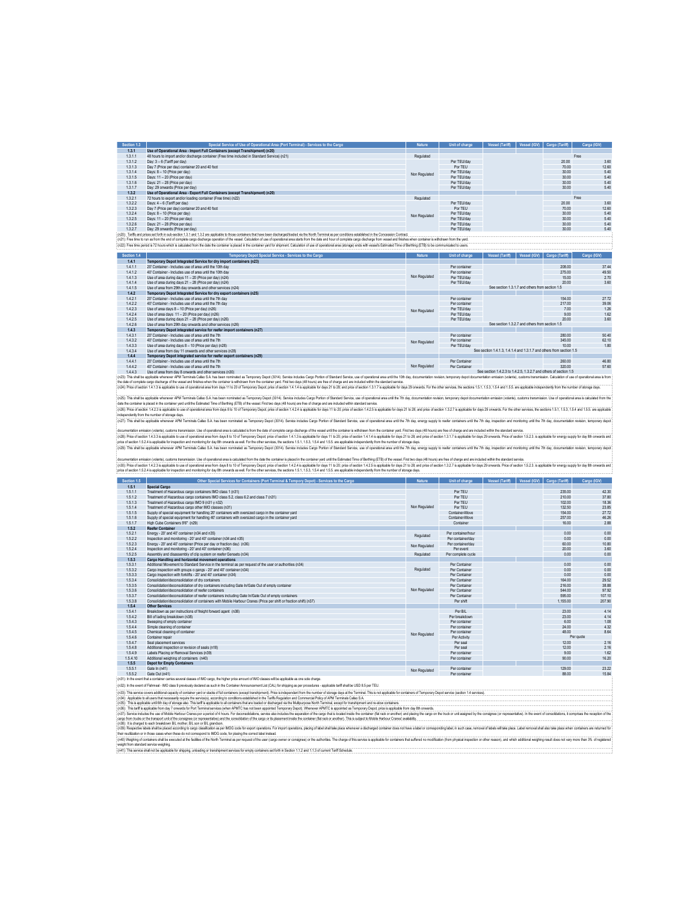| Section 1.3 | Special Service of Use of Operational Area (Port Terminal) - Services to the Cargo | Nature | Unit of charge | Vessel (Tariff) | Vessel (IGV) | Cargo (Tariff) | Cargo (IGV) |
|---|---|---|---|---|---|---|---|
| 1.3.1 | Use of Operational Area - Import Full Containers (except Transhipment) (n20) | | | | | | |
| 1.3.1.1 | 48 hours to import and/or discharge container (Free time included in Standard Service) (n21) | Regulated | | | | Free | |
| 1.3.1.2 | Day: 3 – 6 (Tariff per day) | Non Regulated | Per TEU/day | | | 20.00 | 3.60 |
| 1.3.1.3 | Day 7 (Price per day) container 20 and 40 foot | | Per TEU | | | 70.00 | 12.60 |
| 1.3.1.4 | Days: 8 – 10 (Price per day) | | Per TEU/day | | | 30.00 | 5.40 |
| 1.3.1.5 | Days: 11 – 20 (Price per day) | | Per TEU/day | | | 30.00 | 5.40 |
| 1.3.1.6 | Days: 21 – 28 (Price per day) | | Per TEU/day | | | 30.00 | 5.40 |
| 1.3.1.7 | Day: 29 onwards (Price per day) | | Per TEU/day | | | 30.00 | 5.40 |
| 1.3.2 | Use of Operational Area - Export Full Containers (except Transhipment) (n20) | | | | | | |
| 1.3.2.1 | 72 hours to export and/or loading container (Free time) (n22) | Regulated | | | | Free | |
| 1.3.2.2 | Days: 4 – 6 (Tariff per day) | Non Regulated | Per TEU/day | | | 20.00 | 3.60 |
| 1.3.2.3 | Day 7 (Price per day) container 20 and 40 foot | | Per TEU | | | 70.00 | 12.60 |
| 1.3.2.4 | Days: 8 – 10 (Price per day) | | Per TEU/day | | | 30.00 | 5.40 |
| 1.3.2.5 | Days: 11 – 20 (Price per day) | | Per TEU/day | | | 30.00 | 5.40 |
| 1.3.2.6 | Days: 21 – 28 (Price per day) | | Per TEU/day | | | 30.00 | 5.40 |
| 1.3.2.7 | Day: 29 onwards (Price per day) | | Per TEU/day | | | 30.00 | 5.40 |

(n20): Tariffs and prices set forth in sub-section 1.3.1 and 1.3.2 are applicable to those containers that have been discharged/loaded via the North Terminal as per conditions established in the Concession Contract.

(n21): Free time to run as from the end of complete cargo discharge operation of the vessel. Calculation of use of operational area starts from the date and hour of complete cargo discharge from vessel and finishes when container is withdrawn from the yard.

(n22): Free time period is 72 hours which is calculated from the date the container is placed in the container yard for shipment. Calculation of use of operational area (storage) ends with vessel's Estimated Time of Berthing (ETB) to be communicated to users.

| Section 1.4 | Temporary Depot Special Service - Services to the Cargo | Nature | Unit of charge | Vessel (Tariff) | Vessel (IGV) | Cargo (Tariff) | Cargo (IGV) |
|---|---|---|---|---|---|---|---|
| 1.4.1 | Temporary Depot Integrated Service for dry import containers (n23) | | | | | | |
| 1.4.1.1 | 20' Container - Includes use of area until the 10th day | Non Regulated | Per container | | | 208.00 | 37.44 |
| 1.4.1.2 | 40' Container - Includes use of area until the 10th day | | Per container | | | 275.00 | 49.50 |
| 1.4.1.3 | Use of area during days 11 – 20 (Price per day) (n24) | | Per TEU/day | | | 15.00 | 2.70 |
| 1.4.1.4 | Use of area during days 21 – 28 (Price per day) (n24) | | Per TEU/day | | | 20.00 | 3.60 |
| 1.4.1.5 | Use of area from 29th day onwards and other services (n24) | | See section 1.3.1.7 and others from section 1.5 | | | | |
| 1.4.2 | Temporary Depot Integrated Service for dry export containers (n25) | | | | | | |
| 1.4.2.1 | 20' Container - Includes use of area until the 7th day | Non Regulated | Per container | | | 154.00 | 27.72 |
| 1.4.2.2 | 40' Container - Includes use of area until the 7th day | | Per container | | | 217.00 | 39.06 |
| 1.4.2.3 | Use of area days 8 – 10 (Price per day) (n26) | | Per TEU/day | | | 7.00 | 1.26 |
| 1.4.2.4 | Use of area days 11 – 20 (Price per day) (n26) | | Per TEU/day | | | 9.00 | 1.62 |
| 1.4.2.5 | Use of area during days 21 – 28 (Price per day) (n26) | | Per TEU/day | | | 20.00 | 3.60 |
| 1.4.2.6 | Use of area from 29th day onwards and other services (n26) | | See section 1.3.2.7 and others from section 1.5 | | | | |
| 1.4.3 | Temporary Depot integrated service for reefer import containers (n27) | | | | | | |
| 1.4.3.1 | 20' Container - Includes use of area until the 7th | Non Regulated | Per container | | | 280.00 | 50.40 |
| 1.4.3.2 | 40' Container - Includes use of area until the 7th | | Per container | | | 345.00 | 62.10 |
| 1.4.3.3 | Use of area during days 8 – 10 (Price per day) (n28) | | Per TEU/day | | | 10.00 | 1.80 |
| 1.4.3.4 | Use of area from day 11 onwards and other services (n28) | | See section 1.4.1.3, 1.4.1.4 and 1.3.1.7 and others from section 1.5 | | | | |
| 1.4.4 | Temporary Depot integrated service for reefer export containers (n29) | | | | | | |
| 1.4.4.1 | 20' Container - Includes use of area until the 7th | Non Regulated | Per Container | | | 260.00 | 46.80 |
| 1.4.4.2 | 40' Container - Includes use of area until the 7th | | Per Container | | | 320.00 | 57.60 |
| 1.4.4.3 | Use of area from day 8 onwards and other services (n30) | | See section 1.4.2.3 to 1.4.2.5, 1.3.2.7 and others of section 1.5 | | | | |

(n23): This shall be applicable whenever APM Terminals Callao S.A. has been nominated as Temporary Depot (3014). Service includes Cargo Portion of Standard Service, use of operational area until the 10th day, documentation revision, temporary depot documentation emission (volante), customs transmission. Calculation of use of operational area is from the date of complete cargo discharge of the vessel and finishes when the container is withdrawn from the container yard. First two days (48 hours) are free of charge and are included within the standard service.

(n24): Price of section 1.4.1.3 is applicable to use of operational area from days 11 to 20 of Temporary Depot; price of section 1.4.1.4 is applicable for days 21 to 28; and price of section 1.3.1.7 is applicable for days 29 onwards. For the other services, the sections 1.5.1, 1.5.3, 1.5.4 and 1.5.5. are applicable independently from the number of storage days.

(n25): This shall be applicable whenever APM Terminals Callao S.A. has been nominated as Temporary Depot (3014). Service includes Cargo Portion of Standard Service, use of operational area until the 7th day, documentation revision, temporary depot documentation emission (volante), customs transmission. Use of operational area is calculated from the date the container is placed in the container yard until the Estimated Time of Berthing (ETB) of the vessel. First two days (48 hours) are free of charge and are included within standard service.

(n26): Price of section 1.4.2.3 is applicable to use of operational area from days 8 to 10 of Temporary Depot; price of section 1.4.2.4 is applicable for days 11 to 20; price of section 1.4.2.5 is applicable for days 21 to 28; and price of section 1.3.2.7 is applicable for days 29 onwards. For the other services, the sections 1.5.1, 1.5.3, 1.5.4 and 1.5.5. are applicable independently from the number of storage days.

(n27): This shall be applicable whenever APM Terminals Callao S.A. has been nominated as Temporary Depot (3014). Service includes Cargo Portion of Standard Service, use of operational area until the 7th day, energy supply to reefer containers until the 7th day, inspection and monitoring until the 7th day, documentation revision, temporary depot documentation emission (volante), customs transmission. Use of operational area is calculated from the date of complete cargo discharge of the vessel until the container is withdrawn from the container yard. First two days (48 hours) are free of charge and are included within the standard service.

(n28): Price of section 1.4.3.3 is applicable to use of operational area from days 8 to 10 of Temporary Depot; price of section 1.4.1.3 is applicable for days 11 to 20; price of section 1.4.1.4 is applicable for days 21 to 28; and price of section 1.3.1.7 is applicable for days 29 onwards. Price of section 1.5.2.3. is applicable for energy supply for day 8th onwards and price of section 1.5.2.4 is applicable for inspection and monitoring for day 8th onwards as well. For the other services, the sections 1.5.1, 1.5.3, 1.5.4 and 1.5.5. are applicable independently from the number of storage days.

(n29): This shall be applicable whenever APM Terminals Callao S.A. has been nominated as Temporary Depot (3014). Service includes Cargo Portion of Standard Service, use of operational area until the 7th day, energy supply to reefer containers until the 7th day, inspection and monitoring until the 7th day, documentation revision, temporary depot documentation emission (volante), customs transmission. Use of operational area is calculated from the date the container is placed in the container yard until the Estimated Time of Berthing (ETB) of the vessel. First two days (48 hours) are free of charge and are included within the standard service.

(n30): Price of section 1.4.2.3 is applicable to use of operational area from days 8 to 10 of Temporary Depot; price of section 1.4.2.4 is applicable for days 11 to 20; price of section 1.4.2.5 is applicable for days 21 to 28; and price of section 1.3.2.7 is applicable for days 29 onwards. Price of section 1.5.2.3. is applicable for energy supply for day 8th onwards and price of section 1.5.2.4 is applicable for inspection and monitoring for day 8th onwards as well. For the other services, the sections 1.5.1, 1.5.3, 1.5.4 and 1.5.5. are applicable independently from the number of storage days.

| Section 1.5 | Other Special Services for Containers (Port Terminal & Tempory Depot) - Services to the Cargo | Nature | Unit of charge | Vessel (Tariff) | Vessel (IGV) | Cargo (Tariff) | Cargo (IGV) |
|---|---|---|---|---|---|---|---|
| 1.5.1 | Special Cargo | | | | | | |
| 1.5.1.1 | Treatment of Hazardous cargo containers IMO class 1 (n31) | Non Regulated | Per TEU | | | 235.00 | 42.30 |
| 1.5.1.2 | Treatment of Hazardous cargo containers IMO class 5.2, class 6.2 and class 7 (n31) | | Per TEU | | | 210.00 | 37.80 |
| 1.5.1.3 | Treatment of Hazardous cargo IMO 9 (n31 y n32) | | Per TEU | | | 102.00 | 18.36 |
| 1.5.1.4 | Treatment of Hazardous cargo other IMO classes (n31) | | Per TEU | | | 132.50 | 23.85 |
| 1.5.1.5 | Supply of special equipment for handling 20' containers with oversized cargo in the container yard | | Container-Move | | | 154.00 | 27.72 |
| 1.5.1.6 | Supply of special equipment for handling 40' containers with oversized cargo in the container yard | | Container-Move | | | 257.00 | 46.26 |
| 1.5.1.7 | High Cube Containers 9'6" (n29) | | Container | | | 16.00 | 2.88 |
| 1.5.2 | Reefer Container | | | | | | |
| 1.5.2.1 | Energy - 20' and 40' container (n34 and n35) | Regulated | Per container/hour | | | 0.00 | 0.00 |
| 1.5.2.2 | Inspection and monitoring - 20' and 40' container (n34 and n35) | | Per container/day | | | 0.00 | 0.00 |
| 1.5.2.3 | Energy - 20' and 40' container (Price per day or fraction day) (n36) | Non Regulated | Per container/day | | | 60.00 | 10.80 |
| 1.5.2.4 | Inspection and monitoring - 20' and 40' container (n36) | | Per event | | | 20.00 | 3.60 |
| 1.5.2.5 | Assembly and disassembly of clip system on reefer Gensets (n34) | Regulated | Per complete cycle | | | 0.00 | 0.00 |
| 1.5.3 | Cargo Handling and horizontal movement operations | | | | | | |
| 1.5.3.1 | Additional Movement to Standard Service in the terminal as per request of the user or authorities (n34) | Regulated | Per Container | | | 0.00 | 0.00 |
| 1.5.3.2 | Cargo inspection with groups o gangs - 20' and 40' container (n34) | | Per Container | | | 0.00 | 0.00 |
| 1.5.3.3 | Cargo inspection with forklifts - 20' and 40' container (n34) | | Per Container | | | 0.00 | 0.00 |
| 1.5.3.4 | Consolidation/deconsolidation of dry containers | Non Regulated | Per Container | | | 164.00 | 29.52 |
| 1.5.3.5 | Consolidation/deconsolidation of dry containers including Gate In/Gate Out of empty container | | Per Container | | | 216.00 | 38.88 |
| 1.5.3.6 | Consolidation/deconsolidation of reefer containers | | Per Container | | | 544.00 | 97.92 |
| 1.5.3.7 | Consolidation/deconsolidation of reefer containers including Gate In/Gate Out of empty containers | | Per Container | | | 595.00 | 107.10 |
| 1.5.3.8 | Consolidation/deconsolidation of containers with Mobile Harbour Cranes (Per shift or fraction shift) (n37) | | Per shift | | | 1,155.00 | 207.90 |
| 1.5.4 | Other Services | | | | | | |
| 1.5.4.1 | Breakdown as per instructions of freight forward agent (n38) | Non Regulated | Per B/L | | | 23.00 | 4.14 |
| 1.5.4.2 | Bill of lading breakdown (n38) | | Per breakdown | | | 23.00 | 4.14 |
| 1.5.4.3 | Sweeping of empty container | | Per container | | | 6.00 | 1.08 |
| 1.5.4.4 | Simple cleaning of container | | Per container | | | 24.00 | 4.32 |
| 1.5.4.5 | Chemical cleaning of container | | Per container | | | 48.00 | 8.64 |
| 1.5.4.6 | Container repair | | Per Activity | | | Per quote | |
| 1.5.4.7 | Seal placement services | | Per seal | | | 12.00 | 2.16 |
| 1.5.4.8 | Additional inspection or revision of seals (n18) | | Per seal | | | 12.00 | 2.16 |
| 1.5.4.9 | Labels Placing or Removal Services (n39) | | Per container | | | 9.00 | 1.62 |
| 1.5.4.10 | Additional weighing of containers (n40) | | Per container | | | 90.00 | 16.20 |
| 1.5.5 | Depot for Empty Containers | | | | | | |
| 1.5.5.1 | Gate In (n41) | Non Regulated | Per container | | | 129.00 | 23.22 |
| 1.5.5.2 | Gate Out (n41) | | Per container | | | 88.00 | 15.84 |

(n31): In the event that a container carries several classes of IMO cargo, the higher price amount of IMO classes will be applicable as one sole charge.

(n32): In the event of Fishmeal - IMO class 9 previously declared as such in the Container Announcement List (CAL) for shipping as per procedures - applicable tariff shall be USD 6.5 per TEU.

(n33): The service covers additional capacity of container yard or stacks of full containers (except transhipment). Price is independent from the number of storage days at the Terminal. This is not applicable for containers of Temporary Depot service (section 1.4 services).

(n34): Applicable to all users that necessarily require the service(s), according to conditions established in the Tariffs Regulation and Commercial Policy of APM Terminals Callao S.A.

(n35): This is applicable until 6th day of storage also. This tariff is applicable to all containers that are loaded or discharged via the Multipurpose North Terminal, except for transhipment and re-stow containers.

(n36): This tariff is applicable from day 7 onwards for Port Terminal services (when APMTC has not been appointed Temporary Depot). Whenever APMTC is appointed as Temporary Depot, price is applicable from day 8th onwards.

(n37): Service includes the use of Mobile Harbour Cranes per a period of 4 hours. For deconsolidations, service also includes the separation of the cargo that is located inside the container (flat rack or another) and placing the cargo on the truck or unit assigned by the consignee (or representative). In the event of consolidations, it comprises the reception of the cargo from trucks or the transport unit of the consignee (or representative) and the consolidation of the cargo or its placement inside the container (flat rack or another). This is subject to Mobile Harbour Cranes' availability.

(n38): It is charged to each breakdown B/L mother, B/L son or B/L grandson.

(n39): Respective labels shall be placed according to cargo classification as per IMDG code for export operations. For import operations, placing of label shall take place whenever a discharged container does not have a label or corresponding label; in such case, removal of labels will take place. Label removal shall also take place when containers are returned for their reutilization or in those cases when these do not correspond to IMDG code, for placing the correct label instead.

(n40): Weighing of containers shall be executed at the facilities of the North Terminal as per request of the user (cargo owner or consignee) or the authorities. The charge of this service is applicable for containers that suffered no modification (from physical inspection or other reason), and which additional weighing result does not vary more than 3% of registered weight from standard service weighing.

(n41): This service shall not be applicable for shipping, unloading or transhipment services for empty containers set forth in Section 1.1.2 and 1.1.3 of current Tariff Schedule.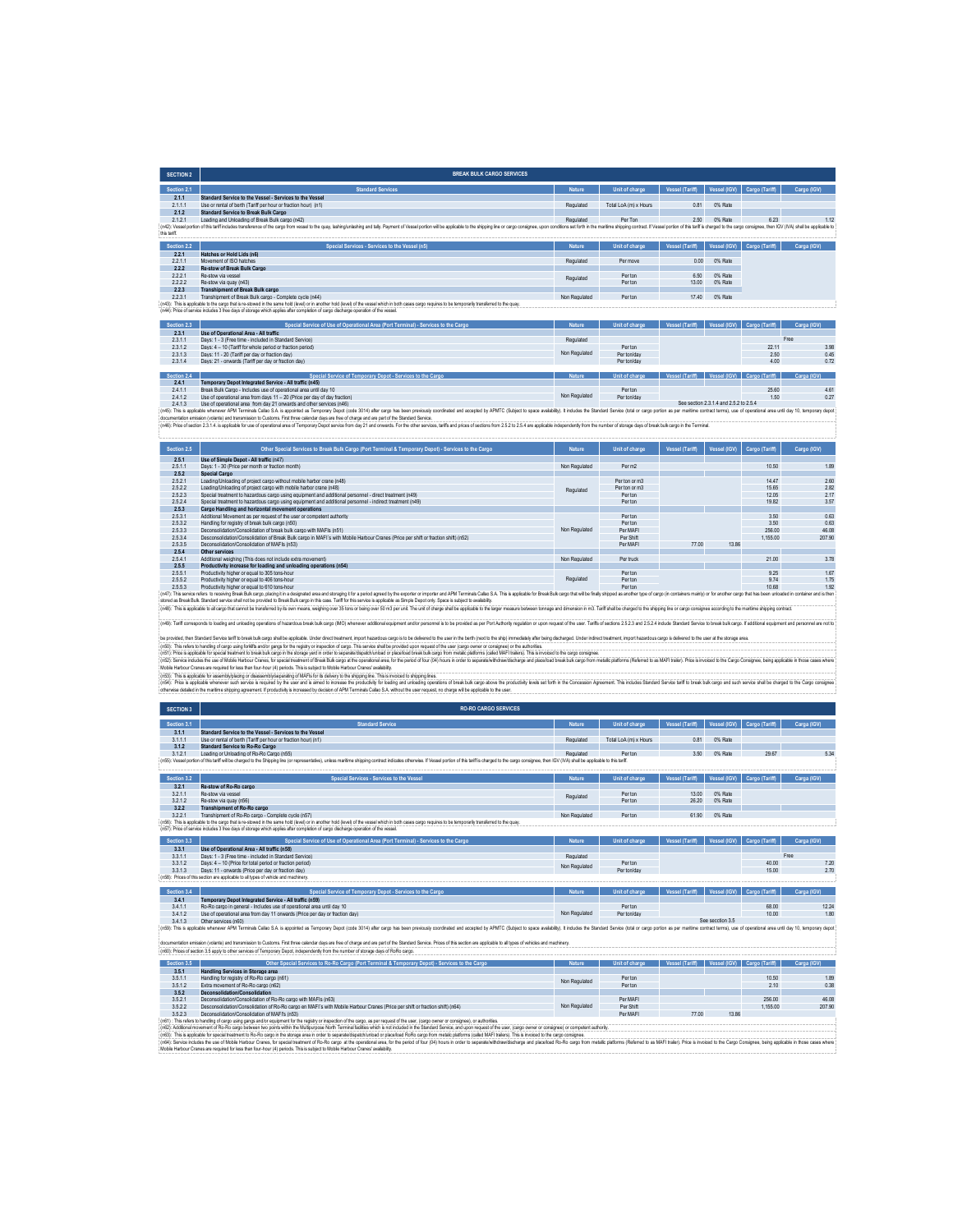## SECTION 2 — BREAK BULK CARGO SERVICES

| Section 2.1 | Standard Services | Nature | Unit of charge | Vessel (Tariff) | Vessel (IGV) | Cargo (Tariff) | Cargo (IGV) |
|---|---|---|---|---|---|---|---|
| **2.1.1** | **Standard Service to the Vessel - Services to the Vessel** | | | | | | |
| 2.1.1.1 | Use or rental of berth (Tariff per hour or fraction hour) (n1) | Regulated | Total LoA (m) x Hours | 0.81 | 0% Rate | | |
| **2.1.2** | **Standard Service to Break Bulk Cargo** | | | | | | |
| 2.1.2.1 | Loading and Unloading of Break Bulk cargo (n42) | Regulated | Per Ton | 2.50 | 0% Rate | 6.23 | 1.12 |

(n42): Vessel portion of this tariff includes transference of the cargo from vessel to the quay, lashing/unlashing and tally. Payment of Vessel portion will be applicable to the shipping line or cargo consignee, upon conditions set forth in the maritime shipping contract. If Vessel portion of this tariff is charged to the cargo consignee, then IGV (VAT) shall be applicable to this tariff.

| Section 2.2 | Special Services - Services to the Vessel (n5) | Nature | Unit of charge | Vessel (Tariff) | Vessel (IGV) | Cargo (Tariff) | Cargo (IGV) |
|---|---|---|---|---|---|---|---|
| **2.2.1** | **Hatches or Hold Lids (n6)** | | | | | | |
| 2.2.1.1 | Movement of ISO hatches | Regulated | Per move | 0.00 | 0% Rate | | |
| **2.2.2** | **Re-stow of Break Bulk Cargo** | | | | | | |
| 2.2.2.1 | Re-stow via vessel | Regulated | Per ton | 6.50 | 0% Rate | | |
| 2.2.2.2 | Re-stow via quay (n43) | | Per ton | 13.00 | 0% Rate | | |
| **2.2.3** | **Transhipment of Break Bulk cargo** | | | | | | |
| 2.2.3.1 | Transhipment of Break Bulk cargo - Complete cycle (n44) | Non Regulated | Per ton | 17.40 | 0% Rate | | |

(n43): This is applicable to the cargo that is re-stowed in the same hold (level) or in another hold (level) of the vessel which in both cases cargo requires to be temporarily transferred to the quay.
(n44): Price of service includes 3 free days of storage which applies after completion of cargo discharge operation of the vessel.

| Section 2.3 | Special Service of Use of Operational Area (Port Terminal) - Services to the Cargo | Nature | Unit of charge | Vessel (Tariff) | Vessel (IGV) | Cargo (Tariff) | Cargo (IGV) |
|---|---|---|---|---|---|---|---|
| **2.3.1** | **Use of Operational Area - All traffic** | | | | | | |
| 2.3.1.1 | Days: 1 - 3 (Free time - included in Standard Service) | Regulated | | | | Free | |
| 2.3.1.2 | Days: 4 – 10 (Tariff for whole period or fraction period) | Non Regulated | Per ton | | | 22.11 | 3.98 |
| 2.3.1.3 | Days: 11 - 20 (Tariff per day or fraction day) | | Per ton/day | | | 2.50 | 0.45 |
| 2.3.1.4 | Days: 21 - onwards (Tariff per day or fraction day) | | Per ton/day | | | 4.00 | 0.72 |

| Section 2.4 | Special Service of Temporary Depot - Services to the Cargo | Nature | Unit of charge | Vessel (Tariff) | Vessel (IGV) | Cargo (Tariff) | Cargo (IGV) |
|---|---|---|---|---|---|---|---|
| **2.4.1** | **Temporary Depot Integrated Service - All traffic (n45)** | | | | | | |
| 2.4.1.1 | Break Bulk Cargo - Includes use of operational area until day 10 | Non Regulated | Per ton | | | 25.60 | 4.61 |
| 2.4.1.2 | Use of operational area from days 11 – 20 (Price per day of day fraction) | | Per ton/day | | | 1.50 | 0.27 |
| 2.4.1.3 | Use of operational area from day 21 onwards and other services (n46) | | See section 2.3.1.4 and 2.5.2 to 2.5.4 | | | | |

(n45): This is applicable whenever APM Terminals Callao S.A. is appointed as Temporary Depot (code 3014) after cargo has been previously coordinated and accepted by APMTC (Subject to space availability). It includes the Standard Service (total or cargo portion as per maritime contract terms), use of operational area until day 10, temporary depot documentation emission (volante) and transmission to Customs. First three calendar days are free of charge and are part of the Standard Service.
(n46): Price of section 2.3.1.4. is applicable for use of operational area of Temporary Depot service from day 21 and onwards. For the other services, tariffs and prices of sections from 2.5.2 to 2.5.4 are applicable independently from the number of storage days of break bulk cargo in the Terminal.

| Section 2.5 | Other Special Services to Break Bulk Cargo (Port Terminal & Temporary Depot) - Services to the Cargo | Nature | Unit of charge | Vessel (Tariff) | Vessel (IGV) | Cargo (Tariff) | Cargo (IGV) |
|---|---|---|---|---|---|---|---|
| **2.5.1** | **Use of Simple Depot - All traffic (n47)** | | | | | | |
| 2.5.1.1 | Days: 1 - 30 (Price per month or fraction month) | Non Regulated | Per m2 | | | 10.50 | 1.89 |
| **2.5.2** | **Special Cargo** | | | | | | |
| 2.5.2.1 | Loading/Unloading of project cargo without mobile harbor crane (n48) | Regulated | Per ton or m3 | | | 14.47 | 2.60 |
| 2.5.2.2 | Loading/Unloading of project cargo with mobile harbor crane (n48) | | Per ton or m3 | | | 15.65 | 2.82 |
| 2.5.2.3 | Special treatment to hazardous cargo using equipment and additional personnel - direct treatment (n49) | | Per ton | | | 12.05 | 2.17 |
| 2.5.2.4 | Special treatment to hazardous cargo using equipment and additional personnel - indirect treatment (n49) | | Per ton | | | 19.82 | 3.57 |
| **2.5.3** | **Cargo Handling and horizontal movement operations** | | | | | | |
| 2.5.3.1 | Additional Movement as per request of the user or competent authority | Non Regulated | Per ton | | | 3.50 | 0.63 |
| 2.5.3.2 | Handling for registry of break bulk cargo (n50) | | Per ton | | | 3.50 | 0.63 |
| 2.5.3.3 | Deconsolidation/Consolidation of break bulk cargo with MAFIs (n51) | | Per MAFI | | | 256.00 | 46.08 |
| 2.5.3.4 | Desconsolidation/Consolidation of Break Bulk cargo in MAFI's with Mobile Harbour Cranes (Price per shift or fraction shift) (n52) | | Per Shift | | | 1,155.00 | 207.90 |
| 2.5.3.5 | Deconsolidation/Consolidation of MAFIs (n53) | | Per MAFI | 77.00 | 13.86 | | |
| **2.5.4** | **Other services** | | | | | | |
| 2.5.4.1 | Additional weighing (This does not include extra movement) | Non Regulated | Per truck | | | 21.00 | 3.78 |
| **2.5.5** | **Productivity increase for loading and unloading operations (n54)** | | | | | | |
| 2.5.5.1 | Productivity higher or equal to 305 tons-hour | Regulated | Per ton | | | 9.25 | 1.67 |
| 2.5.5.2 | Productivity higher or equal to 406 tons-hour | | Per ton | | | 9.74 | 1.75 |
| 2.5.5.3 | Productivity higher or equal to 610 tons-hour | | Per ton | | | 10.68 | 1.92 |

(n47): This service refers to receiving Break Bulk cargo, placing it in a designated area and storaging it for a period agreed by the exporter or importer and APM Terminals Callao S.A. This is applicable for Break Bulk cargo that will be finally shipped as another type of cargo (in containers mainly) or for another cargo that has been unloaded in container and is then stored as Break Bulk. Standard service shall not be provided to Break Bulk cargo in this case. Tariff for this service is applicable as Simple Depot only. Space is subject to availability.
(n48): This is applicable to all cargo that cannot be transferred by its own means, weighing over 35 tons or being over 50 m3 per unit. The unit of charge shall be applicable to the larger measure between tonnage and dimension in m3. Tariff shall be charged to the shipping line or cargo consignee according to the maritime shipping contract.
(n49): Tariff corresponds to loading and unloading operations of hazardous break bulk cargo (IMO) whenever additional equipment and/or personnel is to be provided as per Port Authority regulation or upon request of the user. Tariffs of sections 2.5.2.3 and 2.5.2.4 include Standard Service to break bulk cargo. If additional equipment and personnel are not to be provided, then Standard Service tariff to break bulk cargo shall be applicable. Under direct treatment, import hazardous cargo is to be delivered to the user in the berth (next to the ship) immediately after being discharged. Under indirect treatment, import hazardous cargo is delivered to the user at the storage area.
(n50): This refers to handling of cargo using forklifts and/or gangs for the registry or inspection of cargo. This service shall be provided upon request of the user (cargo owner or consignee) or the authorities.
(n51): Price is applicable for special treatment to break bulk cargo in the storage yard in order to separate/dispatch/unload or place/load break bulk cargo from metallic platforms (called MAFI trailers). This is invoiced to the cargo consignee.
(n52): Service includes the use of Mobile Harbour Cranes, for special treatment of Break Bulk cargo at the operational area, for the period of four (04) hours in order to separate/withdraw/discharge and place/load break bulk cargo from metallic platforms (Referred to as MAFI trailer). Price is invoiced to the Cargo Consignee, being applicable in those cases where Mobile Harbour Cranes are required for less than four-hour (4) periods. This is subject to Mobile Harbour Cranes' availability.
(n53): This is applicable for assembly/placing or disassembly/separating of MAFIs for its delivery to the shipping line. This is invoiced to shipping lines.
(n54): Price is applicable whenever such service is required by the user and is aimed to increase the productivity for loading and unloading operations of break bulk cargo above the productivity levels set forth in the Concession Agreement. This includes Standard Service tariff to break bulk cargo and such service shall be charged to the Cargo consignee otherwise detailed in the maritime shipping agreement. If productivity is increased by decision of APM Terminals Callao S.A. without the user request, no charge will be applicable to the user.

## SECTION 3 — RO-RO CARGO SERVICES

| Section 3.1 | Standard Service | Nature | Unit of charge | Vessel (Tariff) | Vessel (IGV) | Cargo (Tariff) | Cargo (IGV) |
|---|---|---|---|---|---|---|---|
| **3.1.1** | **Standard Service to the Vessel - Services to the Vessel** | | | | | | |
| 3.1.1.1 | Use or rental of berth (Tariff per hour or fraction hour) (n1) | Regulated | Total LoA (m) x Hours | 0.81 | 0% Rate | | |
| **3.1.2** | **Standard Service to Ro-Ro Cargo** | | | | | | |
| 3.1.2.1 | Loading or Unloading of Ro-Ro Cargo (n55) | Regulated | Per ton | 3.50 | 0% Rate | 29.67 | 5.34 |

(n55): Vessel portion of this tariff will be charged to the Shipping line (or representative), unless maritime shipping contract indicates otherwise. If Vessel portion of this tariff is charged to the cargo consignee, then IGV (VAT) shall be applicable to this tariff.

| Section 3.2 | Special Services - Services to the Vessel | Nature | Unit of charge | Vessel (Tariff) | Vessel (IGV) | Cargo (Tariff) | Cargo (IGV) |
|---|---|---|---|---|---|---|---|
| **3.2.1** | **Re-stow of Ro-Ro cargo** | | | | | | |
| 3.2.1.1 | Re-stow via vessel | Regulated | Per ton | 13.00 | 0% Rate | | |
| 3.2.1.2 | Re-stow via quay (n56) | | Per ton | 26.20 | 0% Rate | | |
| **3.2.2** | **Transhipment of Ro-Ro cargo** | | | | | | |
| 3.2.2.1 | Transhipment of Ro-Ro cargo - Complete cycle (n57) | Non Regulated | Per ton | 61.90 | 0% Rate | | |

(n56): This is applicable to the cargo that is re-stowed in the same hold (level) or in another hold (level) of the vessel which in both cases cargo requires to be temporarily transferred to the quay.
(n57): Price of service includes 3 free days of storage which applies after completion of cargo discharge operation of the vessel.

| Section 3.3 | Special Service of Use of Operational Area (Port Terminal) - Services to the Cargo | Nature | Unit of charge | Vessel (Tariff) | Vessel (IGV) | Cargo (Tariff) | Cargo (IGV) |
|---|---|---|---|---|---|---|---|
| **3.3.1** | **Use of Operational Area - All traffic (n58)** | | | | | | |
| 3.3.1.1 | Days: 1 - 3 (Free time - included in Standard Service) | Regulated | | | | Free | |
| 3.3.1.2 | Days: 4 – 10 (Price for total period or fraction period) | Non Regulated | Per ton | | | 40.00 | 7.20 |
| 3.3.1.3 | Days: 11 - onwards (Price per day or fraction day) | | Per ton/day | | | 15.00 | 2.70 |

(n58): Prices of this section are applicable to all types of vehicle and machinery.

| Section 3.4 | Special Service of Temporary Depot - Services to the Cargo | Nature | Unit of charge | Vessel (Tariff) | Vessel (IGV) | Cargo (Tariff) | Cargo (IGV) |
|---|---|---|---|---|---|---|---|
| **3.4.1** | **Temporary Depot Integrated Service - All traffic (n59)** | | | | | | |
| 3.4.1.1 | Ro-Ro cargo in general - Includes use of operational area until day 10 | Non Regulated | Per ton | | | 68.00 | 12.24 |
| 3.4.1.2 | Use of operational area from day 11 onwards (Price per day or fraction day) | | Per ton/day | | | 10.00 | 1.80 |
| 3.4.1.3 | Other services (n60) | | See secction 3.5 | | | | |

(n59): This is applicable whenever APM Terminals Callao S.A. is appointed as Temporary Depot (code 3014) after cargo has been previously coordinated and accepted by APMTC (Subject to space availability). It includes the Standard Service (total or cargo portion as per maritime contract terms), use of operational area until day 10, temporary depot documentation emission (volante) and transmission to Customs. First three calendar days are free of charge and are part of the Standard Service. Prices of this section are applicable to all types of vehicles and machinery.
(n60): Prices of section 3.5 apply to other services of Temporary Depot, independently from the number of storage days of RoRo cargo.

| Section 3.5 | Other Special Services to Ro-Ro Cargo (Port Terminal & Temporary Depot) - Services to the Cargo | Nature | Unit of charge | Vessel (Tariff) | Vessel (IGV) | Cargo (Tariff) | Cargo (IGV) |
|---|---|---|---|---|---|---|---|
| **3.5.1** | **Handling Services in Storage area** | | | | | | |
| 3.5.1.1 | Handling for registry of Ro-Ro cargo (n61) | Non Regulated | Per ton | | | 10.50 | 1.89 |
| 3.5.1.2 | Extra movement of Ro-Ro cargo (n62) | | Per ton | | | 2.10 | 0.38 |
| **3.5.2** | **Deconsolidation/Consolidation** | | | | | | |
| 3.5.2.1 | Deconsolidation/Consolidation of Ro-Ro cargo with MAFIs (n63) | Non Regulated | Per MAFI | | | 256.00 | 46.08 |
| 3.5.2.2 | Desconsolidation/Consolidation of Ro-Ro cargo en MAFI's with Mobile Harbour Cranes (Price per shift or fraction shift) (n64) | | Per Shift | | | 1,155.00 | 207.90 |
| 3.5.2.3 | Deconsolidation/Consolidation of MAFIs (n53) | | Per MAFI | 77.00 | 13.86 | | |

(n61): This refers to handling of cargo using gangs and/or equipment for the registry or inspection of cargo, as per request of the user, (cargo owner or consignee), or authorities.
(n62): Additional movement of Ro-Ro cargo between two points within the Multipurpose North Terminal facilities which is not included in the Standard Service, and upon request of the user, (cargo owner or consignee) or competent authority.
(n63): This is applicable for special treatment to Ro-Ro cargo in the storage area in order to separate/dispatch/unload or place/load RoRo cargo from metallic platforms (called MAFI trailers). This is invoiced to the cargo consignee.
(n64): Service includes the use of Mobile Harbour Cranes, for special treatment of Ro-Ro cargo at the operational area, for the period of four (04) hours in order to separate/withdraw/discharge and place/load Ro-Ro cargo from metallic platforms (Referred to as MAFI trailer). Price is invoiced to the Cargo Consignee, being applicable in those cases where Mobile Harbour Cranes are required for less than four-hour (4) periods. This is subject to Mobile Harbour Cranes' availability.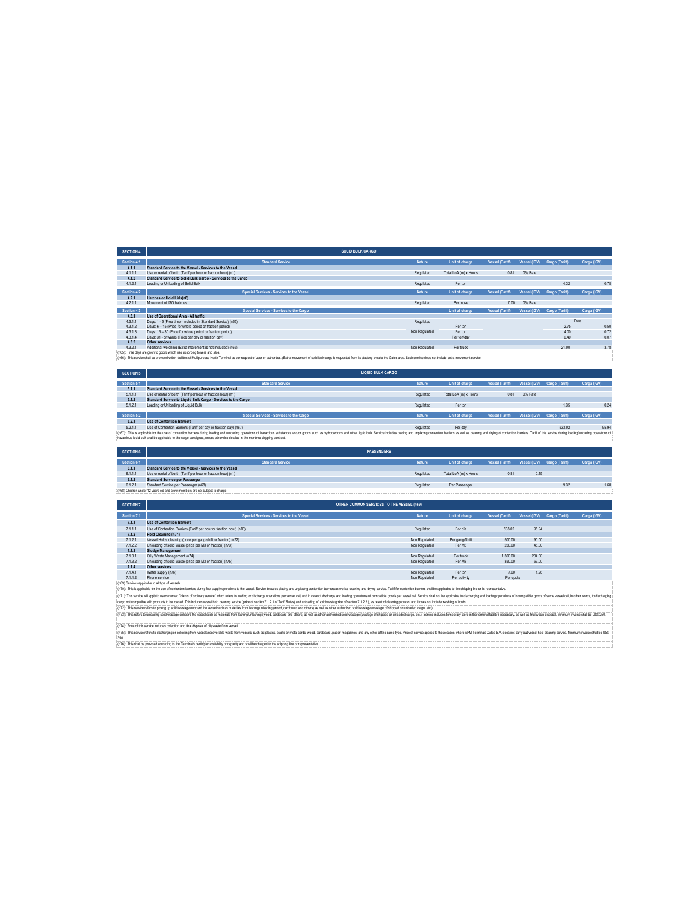| SECTION 4 | SOLID BULK CARGO | | | | | | |
|---|---|---|---|---|---|---|---|
| Section 4.1 | Standard Service | Nature | Unit of charge | Vessel (Tariff) | Vessel (IGV) | Cargo (Tariff) | Carga (IGV) |
| **4.1.1** | **Standard Service to the Vessel - Services to the Vessel** | | | | | | |
| 4.1.1.1 | Use or rental of berth (Tariff per hour or fraction hour) (n1) | Regulated | Total LoA (m) x Hours | 0.81 | 0% Rate | | |
| **4.1.2** | **Standard Service to Solid Bulk Cargo - Services to the Cargo** | | | | | | |
| 4.1.2.1 | Loading or Unloading of Solid Bulk | Regulated | Per ton | | | 4.32 | 0.78 |
| Section 4.2 | Special Services - Services to the Vessel | Nature | Unit of charge | Vessel (Tariff) | Vessel (IGV) | Cargo (Tariff) | Carga (IGV) |
| **4.2.1** | **Hatches or Hold Lids(n6)** | | | | | | |
| 4.2.1.1 | Movement of ISO hatches | Regulated | Per move | 0.00 | 0% Rate | | |
| Section 4.3 | Special Services - Services to the Cargo | | Unit of charge | Vessel (Tariff) | Vessel (IGV) | Cargo (Tariff) | Carga (IGV) |
| **4.3.1** | **Use of Operational Area - All traffic** | | | | | | |
| 4.3.1.1 | Days: 1 - 5 (Free time - included in Standard Service) (n65) | Regulated | | | | Free | |
| 4.3.1.2 | Days: 6 – 15 (Price for whole period or fraction period) | Non Regulated | Per ton | | | 2.75 | 0.50 |
| 4.3.1.3 | Days: 16 – 30 (Price for whole period or fraction period) | | Per ton | | | 4.00 | 0.72 |
| 4.3.1.4 | Days: 31 - onwards (Price per day or fraction day) | | Per ton/day | | | 0.40 | 0.07 |
| **4.3.2** | **Other services** | | | | | | |
| 4.3.2.1 | Additional weighing (Extra movement is not included) (n66) | Non Regulated | Per truck | | | 21.00 | 3.78 |

(n65): Free days are given to goods which use absorbing towers and silos.

(n66): This service shall be provided within facilities of Multipurpose North Terminal as per request of user or authorities. (Extra) movement of solid bulk cargo is requested from its stacking area to the Gates area. Such service does not include extra movement service.

| SECTION 5 | LIQUID BULK CARGO | | | | | | |
|---|---|---|---|---|---|---|---|
| Section 5.1 | Standard Service | Nature | Unit of charge | Vessel (Tariff) | Vessel (IGV) | Cargo (Tariff) | Carga (IGV) |
| **5.1.1** | **Standard Service to the Vessel - Services to the Vessel** | | | | | | |
| 5.1.1.1 | Use or rental of berth (Tariff per hour or fraction hour) (n1) | Regulated | Total LoA (m) x Hours | 0.81 | 0% Rate | | |
| **5.1.2** | **Standard Service to Liquid Bulk Cargo - Services to the Cargo** | | | | | | |
| 5.1.2.1 | Loading or Unloading of Liquid Bulk | Regulated | Per ton | | | 1.35 | 0.24 |
| Section 5.2 | Special Services - Services to the Cargo | Nature | Unit of charge | Vessel (Tariff) | Vessel (IGV) | Cargo (Tariff) | Carga (IGV) |
| **5.2.1** | **Use of Contention Barriers** | | | | | | |
| 5.2.1.1 | Use of Contention Barriers (Tariff per day or fraction day) (n67) | Regulated | Per day | | | 533.02 | 95.94 |

(n67): This is applicable for the use of contention barriers during loading and unloading operations of hazardous substances and/or goods such as hydrocarbons and other liquid bulk. Service includes placing and unplacing contention barriers as well as cleaning and drying of contention barriers. Tariff of this service during loading/unloading operations of hazardous liquid bulk shall be applicable to the cargo consignee, unless otherwise detailed in the maritime shipping contract.

| SECTION 6 | PASSENGERS | | | | | | |
|---|---|---|---|---|---|---|---|
| Section 6.1 | Standard Service | Nature | Unit of charge | Vessel (Tariff) | Vessel (IGV) | Cargo (Tariff) | Carga (IGV) |
| **6.1.1** | **Standard Service to the Vessel - Services to the Vessel** | | | | | | |
| 6.1.1.1 | Use or rental of berth (Tariff per hour or fraction hour) (n1) | Regulated | Total LoA (m) x Hours | 0.81 | 0.15 | | |
| **6.1.2** | **Standard Service per Passenger** | | | | | | |
| 6.1.2.1 | Standard Service per Passenger (n68) | Regulated | Per Passenger | | | 9.32 | 1.68 |

(n68) Children under 12 years old and crew members are not subject to charge.

| SECTION 7 | OTHER COMMON SERVICES TO THE VESSEL (n69) | | | | | | |
|---|---|---|---|---|---|---|---|
| Section 7.1 | Special Services - Services to the Vessel | Nature | Unit of charge | Vessel (Tariff) | Vessel (IGV) | Cargo (Tariff) | Carga (IGV) |
| **7.1.1** | **Use of Contention Barriers** | | | | | | |
| 7.1.1.1 | Use of Contention Barriers (Tariff per hour or fraction hour) (n70) | Regulated | Per día | 533.02 | 95.94 | | |
| **7.1.2** | **Hold Cleaning (n71)** | | | | | | |
| 7.1.2.1 | Vessel Holds cleaning (price per gang-shift or fraction) (n72) | Non Regulated | Per gang/Shift | 500.00 | 90.00 | | |
| 7.1.2.2 | Unloading of solid waste (price per M3 or fraction) (n73) | Non Regulated | Per M3 | 250.00 | 45.00 | | |
| **7.1.3** | **Sludge Management** | | | | | | |
| 7.1.3.1 | Oily Waste Management (n74) | Non Regulated | Per truck | 1,300.00 | 234.00 | | |
| 7.1.3.2 | Unloading of solid waste (price per M3 or fraction) (n75) | Non Regulated | Per M3 | 350.00 | 63.00 | | |
| **7.1.4** | **Other services** | | | | | | |
| 7.1.4.1 | Water supply (n76) | Non Regulated | Per ton | 7.00 | 1.26 | | |
| 7.1.4.2 | Phone service | Non Regulated | Per activity | Per quote | | | |

(n69) Services applicable to all type of vessels.

(n70): This is applicable for the use of contention barriers during fuel supply operations to the vessel. Service includes placing and unplacing contention barriers as well as cleaning and drying service. Tariff for contention barriers shall be applicable to the shipping line or its representative.

(n71): This service will apply to users named "clients of ordinary service" which refers to loading or discharge operations per vessel call, and in case of discharge and loading operations of compatible goods per vessel call. Service shall not be applicable to discharging and loading operations of incompatible goods of same vessel call, in other words, to discharging cargo not compatible with products to be loaded. This includes vessel hold cleaning service (price of section 7.1.2.1 of Tariff Rates) and unloading of solid waste (price of section 7.1.2.2.), as result of cleaning process, and it does not include washing of holds.

(n72): This service refers to picking up solid wastage onboard the vessel such as materials from lashing/unlashing (wood, cardboard and others) as well as other authorized solid wastage (wastage of shipped or unloaded cargo, etc.).

(n73): This refers to unloading solid wastage onboard the vessel such as materials from lashing/unlashing (wood, cardboard and others) as well as other authorized solid wastage (wastage of shipped or unloaded cargo, etc.). Service includes temporary store in the terminal facility if necessary, as well as final waste disposal. Minimum invoice shall be US$ 250.

(n74): Price of this service includes collection and final disposal of oily waste from vessel.

(n75): This service refers to discharging or collecting from vessels recoverable waste from vessels, such as: plastics, plastic or metal cords, wood, cardboard, paper, magazines, and any other of the same type. Price of service applies to those cases where APM Terminals Callao S.A. does not carry out vessel hold cleaning service. Minimum invoice shall be US$ 350.

(n76): This shall be provided according to the Terminal's berth/pier availability or capacity and shall be charged to the shipping line or representative.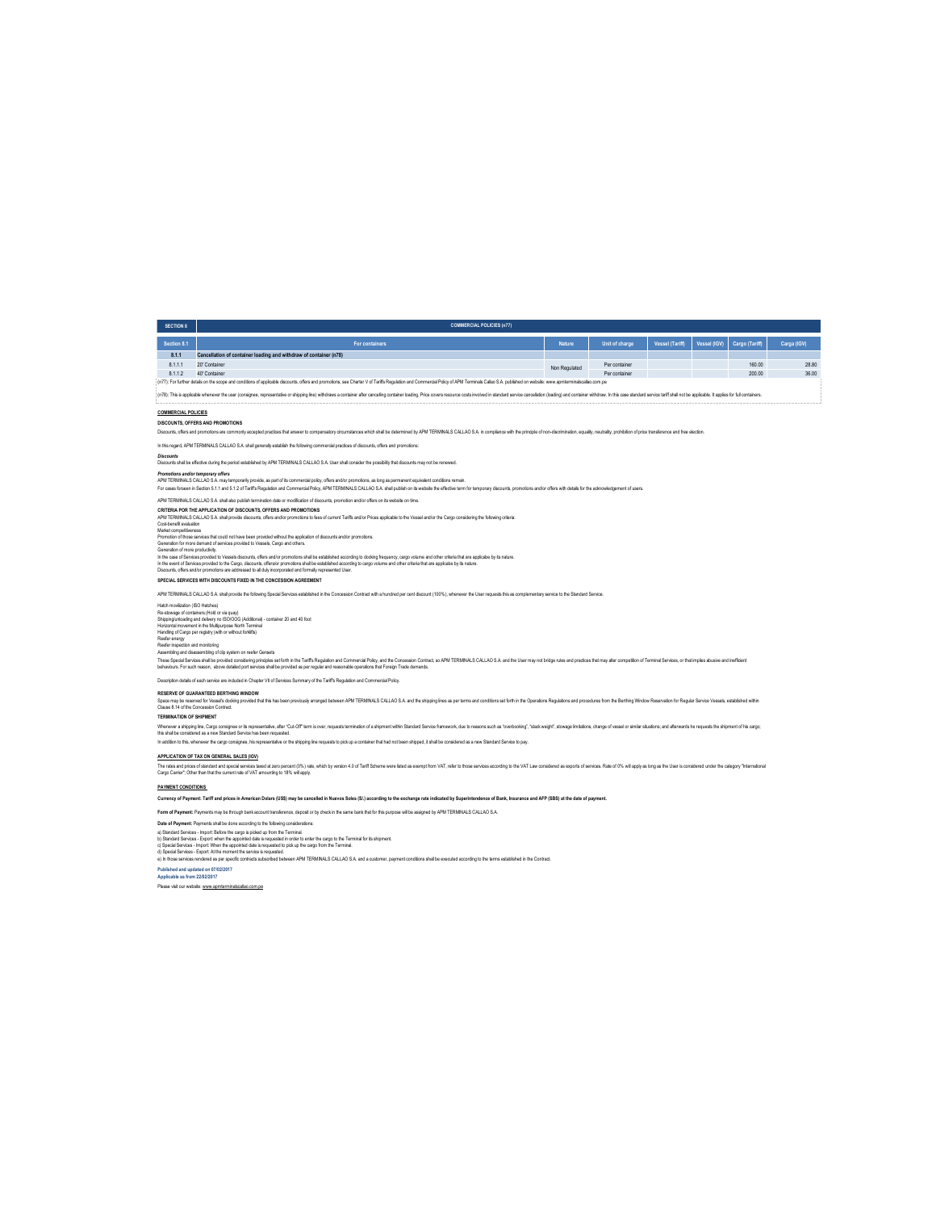| SECTION 8 | COMMERCIAL POLICIES (n77) | | | | | | |
|---|---|---|---|---|---|---|---|
| Section 8.1 | For containers | Nature | Unit of charge | Vessel (Tariff) | Vessel (IGV) | Cargo (Tariff) | Cargo (IGV) |
| 8.1.1 | Cancellation of container loading and withdraw of container (n78) | | | | | | |
| 8.1.1.1 | 20' Container | Non Regulated | Per container | | | 160.00 | 28.80 |
| 8.1.1.2 | 40' Container | | Per container | | | 200.00 | 36.00 |

(n77): For further details on the scope and conditions of applicable discounts, offers and promotions, see Charter V of Tariffs Regulation and Commercial Policy of APM Terminals Callao S.A. published on website: www.apmterminalscallao.com.pe

(n78): This is applicable whenever the user (consignee, representative or shipping line) withdraws a container after cancelling container loading. Price covers resource costs involved in standard service cancellation (loading) and container withdraw. In this case standard service tariff shall not be applicable. It applies for full containers.

## COMMERCIAL POLICIES

### DISCOUNTS, OFFERS AND PROMOTIONS

Discounts, offers and promotions are commonly accepted practices that answer to compensatory circumstances which shall be determined by APM TERMINALS CALLAO S.A. in compliance with the principle of non-discrimination, equality, neutrality, prohibition of price transference and free election.

In this regard, APM TERMINALS CALLAO S.A. shall generally establish the following commercial practices of discounts, offers and promotions:

***Discounts***
Discounts shall be effective during the period established by APM TERMINALS CALLAO S.A. User shall consider the possibility that discounts may not be renewed.

***Promotions and/or temporary offers***
APM TERMINALS CALLAO S.A. may temporarily provide, as part of its commercial policy, offers and/or promotions, as long as permanent equivalent conditions remain.
For cases foreseen in Section 5.1.1 and 5.1.2 of Tariffs Regulation and Commercial Policy, APM TERMINALS CALLAO S.A. shall publish on its website the effective term for temporary discounts, promotions and/or offers with details for the acknowledgement of users.

APM TERMINALS CALLAO S.A. shall also publish termination date or modification of discounts, promotion and/or offers on its website on time.

### CRITERIA FOR THE APPLICATION OF DISCOUNTS, OFFERS AND PROMOTIONS

APM TERMINALS CALLAO S.A. shall provide discounts, offers and/or promotions to fees of current Tariffs and/or Prices applicable to the Vessel and/or the Cargo considering the following criteria:
Cost-benefit evaluation
Market competitiveness
Promotion of those services that could not have been provided without the application of discounts and/or promotions.
Generation for more demand of services provided to Vessels, Cargo and others.
Generation of more productivity.
In the case of Services provided to Vessels discounts, offers and/or promotions shall be established according to docking frequency, cargo volume and other criteria that are applicable by its nature.
In the event of Services provided to the Cargo, discounts, offers/or promotions shall be established according to cargo volume and other criteria that are applicable by its nature.
Discounts, offers and/or promotions are addressed to all duly incorporated and formally represented User.

### SPECIAL SERVICES WITH DISCOUNTS FIXED IN THE CONCESSION AGREEMENT

APM TERMINALS CALLAO S.A. shall provide the following Special Services established in the Concession Contract with a hundred per cent discount (100%), whenever the User requests this as complementary service to the Standard Service.

Hatch movilization (ISO Hatches)
Re-stowage of containers (Hold or via quay)
Shipping/unloading and delivery no ISO/OOG (Additional) - container 20 and 40 foot
Horizontal movement in the Multipurpose North Terminal
Handling of Cargo per registry (with or without forklifts)
Reefer energy
Reefer inspection and monitoring
Assembling and disassembling of clip system on reefer Gensets
These Special Services shall be provided considering principles set forth in the Tariffs Regulation and Commercial Policy, and the Concession Contract, so APM TERMINALS CALLAO S.A. and the User may not bridge rules and practices that may alter competition of Terminal Services, or that implies abusive and inefficient behaviours. For such reason, above detailed port services shall be provided as per regular and reasonable operations that Foreign Trade demands.

Description details of each service are included in Chapter VII of Services Summary of the Tariffs Regulation and Commercial Policy.

### RESERVE OF GUARANTEED BERTHING WINDOW

Space may be reserved for Vessel's docking provided that this has been previously arranged between APM TERMINALS CALLAO S.A. and the shipping lines as per terms and conditions set forth in the Operations Regulations and procedures from the Berthing Window Reservation for Regular Service Vessels, established within Clause 8.14 of the Concession Contract.

### TERMINATION OF SHIPMENT

Whenever a shipping line, Cargo consignee or its representative, after "Cut-Off" term is over, requests termination of a shipment within Standard Service framework, due to reasons such as "overbooking", "stack weight", stowage limitations, change of vessel or similar situations; and afterwards he requests the shipment of his cargo; this shall be considered as a new Standard Service has been requested.
In addition to this, whenever the cargo consignee, his representative or the shipping line requests to pick up a container that had not been shipped, it shall be considered as a new Standard Service to pay.

### APPLICATION OF TAX ON GENERAL SALES (IGV)

The rates and prices of standard and special services taxed at zero percent (0%) rate, which by version 4.0 of Tariff Scheme were listed as exempt from VAT, refer to those services according to the VAT Law considered as exports of services. Rate of 0% will apply as long as the User is considered under the category "International Cargo Carrier"; Other than that the current rate of VAT amounting to 18% will apply.

## PAYMENT CONDITIONS

**Currency of Payment: Tariff and prices in American Dolars (US$) may be cancelled in Nuevos Soles (S/.) according to the exchange rate indicated by Superintendence of Bank, Insurance and AFP (SBS) at the date of payment.**

**Form of Payment:** Payments may be through bank account transference, deposit or by check in the same bank that for this purpose will be assigned by APM TERMINALS CALLAO S.A.

**Date of Payment:** Payments shall be done according to the following considerations:
a) Standard Services - Import: Before the cargo is picked up from the Terminal.
b) Standard Services - Export: when the appointed date is requested in order to enter the cargo to the Terminal for its shipment.
c) Special Services - Import: When the appointed date is requested to pick up the cargo from the Terminal.
d) Special Services - Export: At the moment the service is requested.
e) In those services rendered as per specific contracts subscribed between APM TERMINALS CALLAO S.A. and a customer, payment conditions shall be executed according to the terms established in the Contract.

**Published and updated on 07/02/2017**
**Applicable as from 22/02/2017**

Please visit our website: www.apmterminalscallao.com.pe